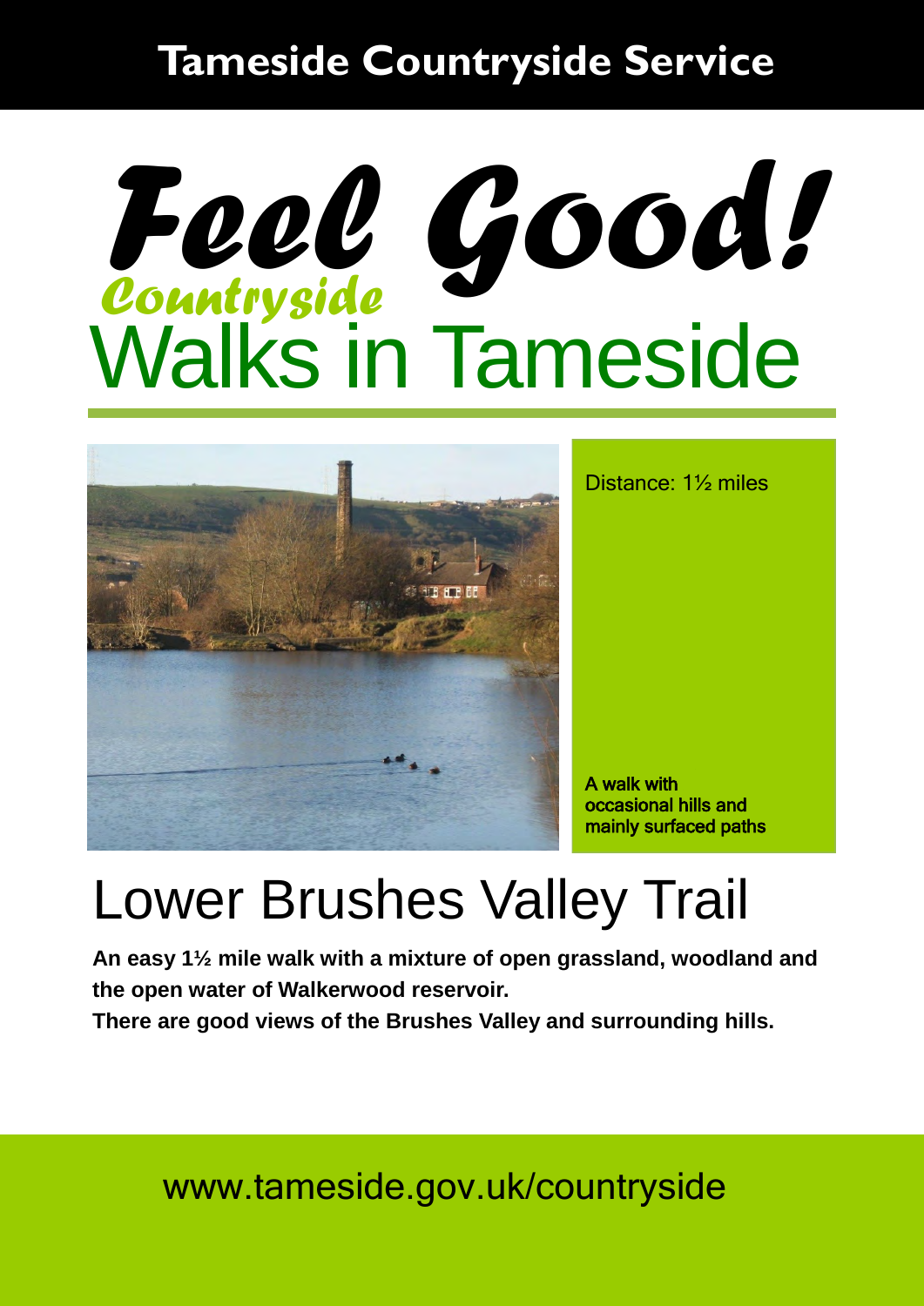**Tameside Countryside Service**

# Feel Good!

*Countryside*

# Walks in Tameside

Distance: 1½ miles

**A walk with occasional hills and mainly surfaced paths**

## Lower Brushes Valley Trail

**An easy 1½ mile walk with a mixture of open grassland, woodland and the open water of Walkerwood reservoir.**
**There are good views of the Brushes Valley and surrounding hills.**

www.tameside.gov.uk/countryside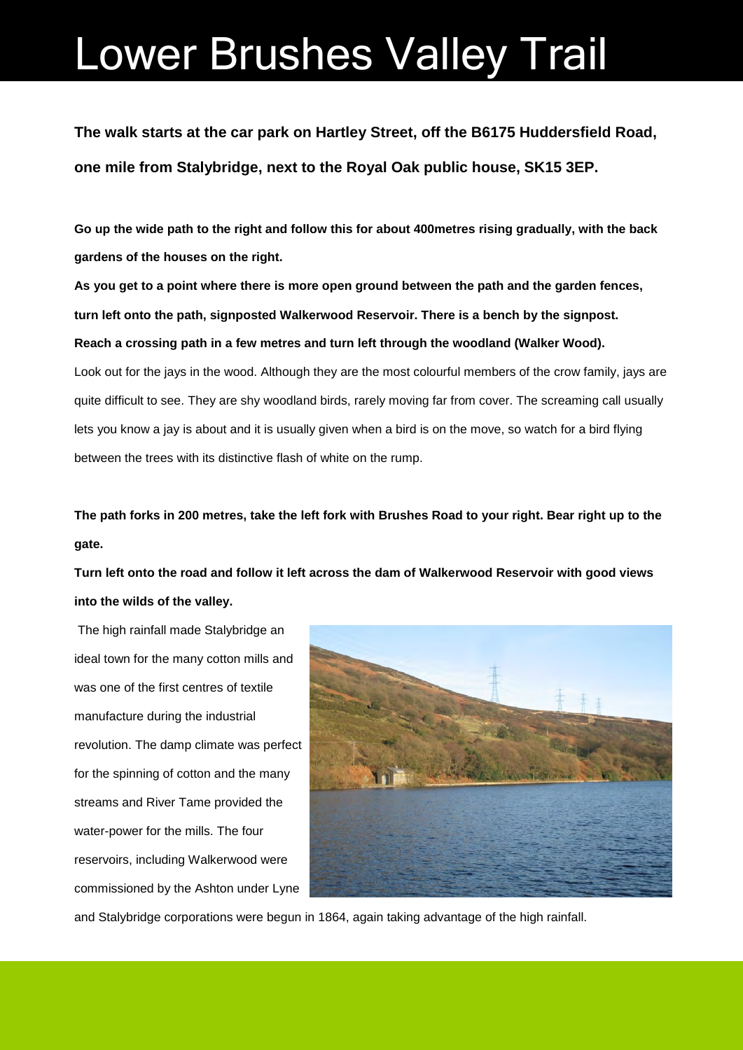# Lower Brushes Valley Trail

**The walk starts at the car park on Hartley Street, off the B6175 Huddersfield Road, one mile from Stalybridge, next to the Royal Oak public house, SK15 3EP.**

**Go up the wide path to the right and follow this for about 400metres rising gradually, with the back gardens of the houses on the right.**

**As you get to a point where there is more open ground between the path and the garden fences, turn left onto the path, signposted Walkerwood Reservoir. There is a bench by the signpost.**

**Reach a crossing path in a few metres and turn left through the woodland (Walker Wood).**

Look out for the jays in the wood. Although they are the most colourful members of the crow family, jays are quite difficult to see. They are shy woodland birds, rarely moving far from cover. The screaming call usually lets you know a jay is about and it is usually given when a bird is on the move, so watch for a bird flying between the trees with its distinctive flash of white on the rump.

**The path forks in 200 metres, take the left fork with Brushes Road to your right. Bear right up to the gate.**

**Turn left onto the road and follow it left across the dam of Walkerwood Reservoir with good views into the wilds of the valley.**

The high rainfall made Stalybridge an ideal town for the many cotton mills and was one of the first centres of textile manufacture during the industrial revolution. The damp climate was perfect for the spinning of cotton and the many streams and River Tame provided the water-power for the mills. The four reservoirs, including Walkerwood were commissioned by the Ashton under Lyne and Stalybridge corporations were begun in 1864, again taking advantage of the high rainfall.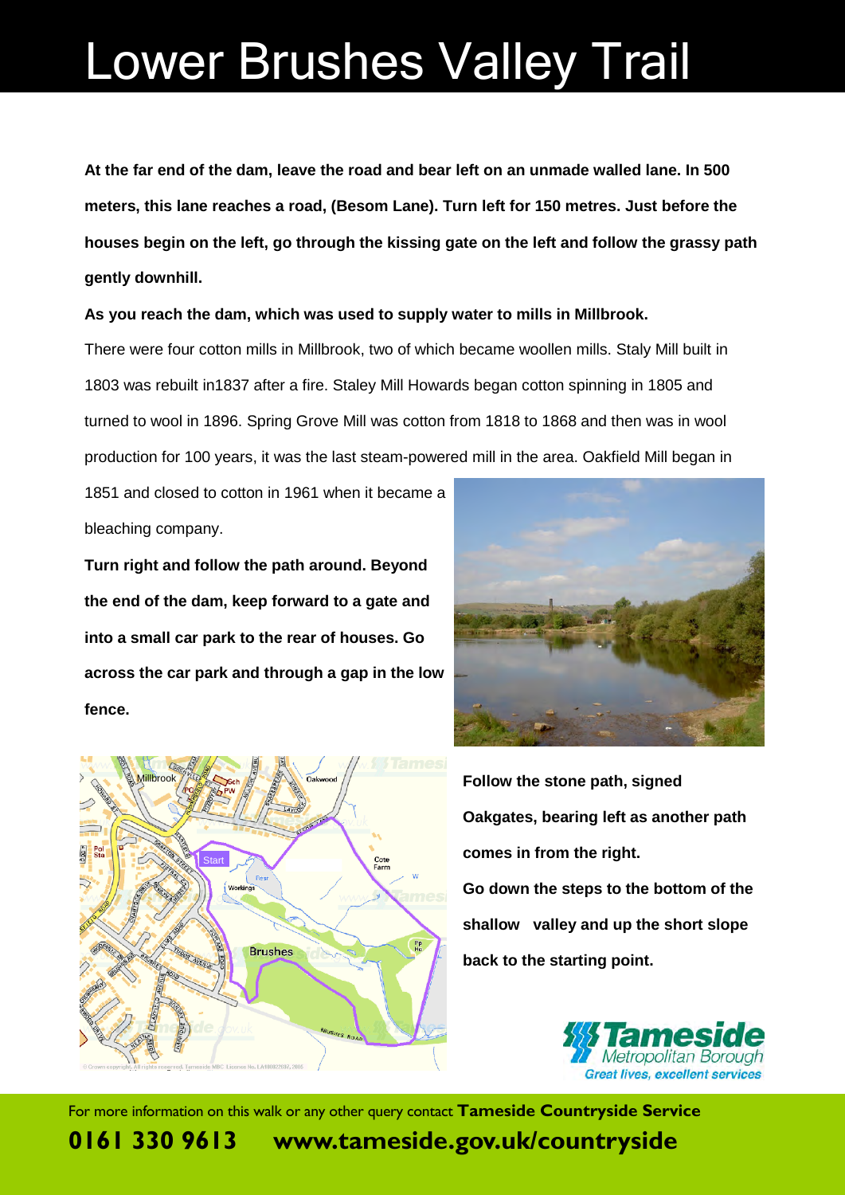# Lower Brushes Valley Trail

**At the far end of the dam, leave the road and bear left on an unmade walled lane. In 500 meters, this lane reaches a road, (Besom Lane). Turn left for 150 metres. Just before the houses begin on the left, go through the kissing gate on the left and follow the grassy path gently downhill.**

**As you reach the dam, which was used to supply water to mills in Millbrook.**

There were four cotton mills in Millbrook, two of which became woollen mills. Staly Mill built in 1803 was rebuilt in1837 after a fire. Staley Mill Howards began cotton spinning in 1805 and turned to wool in 1896. Spring Grove Mill was cotton from 1818 to 1868 and then was in wool production for 100 years, it was the last steam-powered mill in the area. Oakfield Mill began in 1851 and closed to cotton in 1961 when it became a bleaching company.

**Turn right and follow the path around. Beyond the end of the dam, keep forward to a gate and into a small car park to the rear of houses. Go across the car park and through a gap in the low fence.**

**Follow the stone path, signed Oakgates, bearing left as another path comes in from the right.**

**Go down the steps to the bottom of the shallow valley and up the short slope back to the starting point.**

Tameside Metropolitan Borough
Great lives, excellent services

For more information on this walk or any other query contact **Tameside Countryside Service**

**0161 330 9613 www.tameside.gov.uk/countryside**